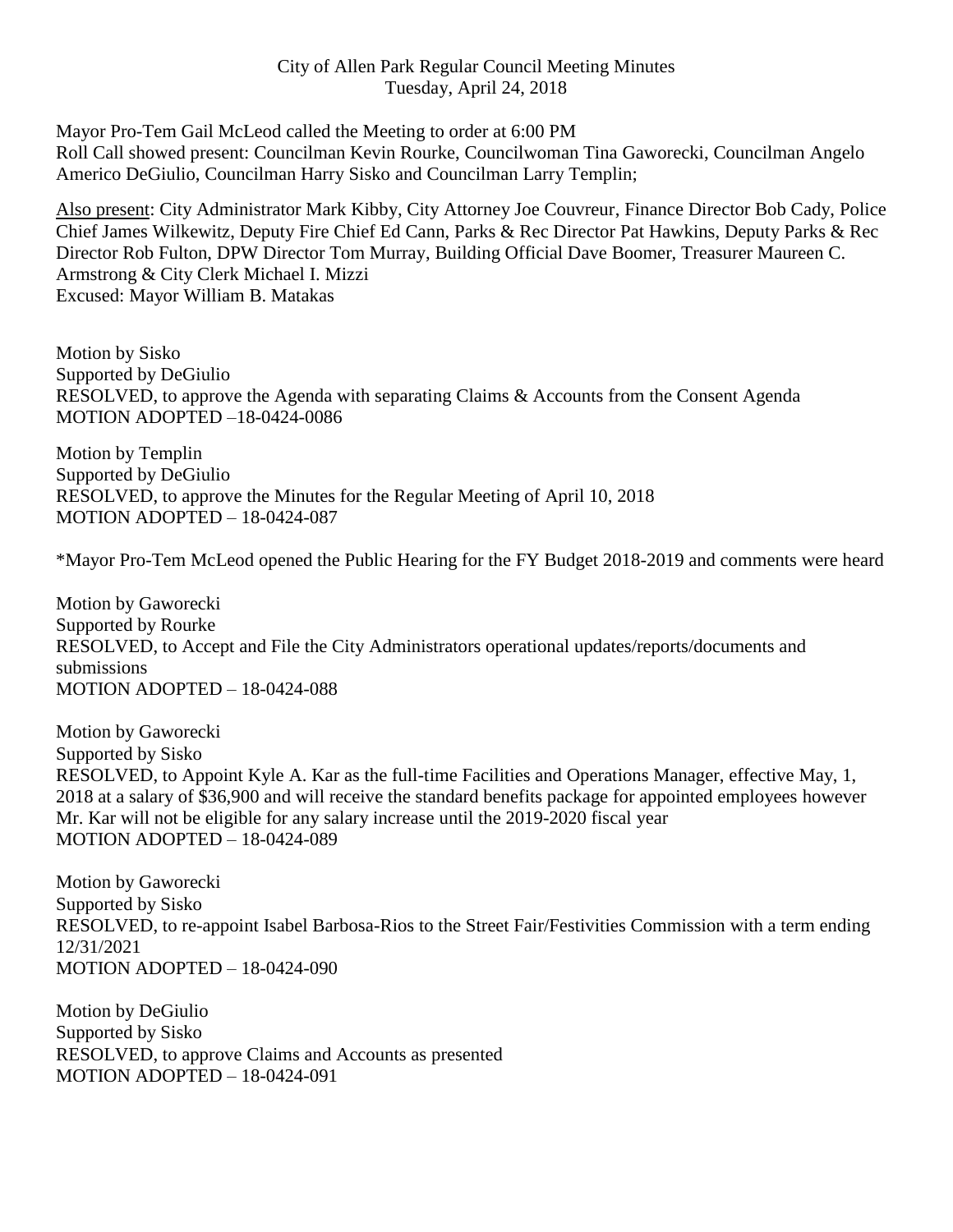City of Allen Park Regular Council Meeting Minutes
Tuesday, April 24, 2018

Mayor Pro-Tem Gail McLeod called the Meeting to order at 6:00 PM
Roll Call showed present: Councilman Kevin Rourke, Councilwoman Tina Gaworecki, Councilman Angelo Americo DeGiulio, Councilman Harry Sisko and Councilman Larry Templin;

Also present: City Administrator Mark Kibby, City Attorney Joe Couvreur, Finance Director Bob Cady, Police Chief James Wilkewitz, Deputy Fire Chief Ed Cann, Parks & Rec Director Pat Hawkins, Deputy Parks & Rec Director Rob Fulton, DPW Director Tom Murray, Building Official Dave Boomer, Treasurer Maureen C. Armstrong & City Clerk Michael I. Mizzi
Excused: Mayor William B. Matakas

Motion by Sisko
Supported by DeGiulio
RESOLVED, to approve the Agenda with separating Claims & Accounts from the Consent Agenda
MOTION ADOPTED –18-0424-0086

Motion by Templin
Supported by DeGiulio
RESOLVED, to approve the Minutes for the Regular Meeting of April 10, 2018
MOTION ADOPTED – 18-0424-087

*Mayor Pro-Tem McLeod opened the Public Hearing for the FY Budget 2018-2019 and comments were heard

Motion by Gaworecki
Supported by Rourke
RESOLVED, to Accept and File the City Administrators operational updates/reports/documents and submissions
MOTION ADOPTED – 18-0424-088

Motion by Gaworecki
Supported by Sisko
RESOLVED, to Appoint Kyle A. Kar as the full-time Facilities and Operations Manager, effective May, 1, 2018 at a salary of $36,900 and will receive the standard benefits package for appointed employees however Mr. Kar will not be eligible for any salary increase until the 2019-2020 fiscal year
MOTION ADOPTED – 18-0424-089

Motion by Gaworecki
Supported by Sisko
RESOLVED, to re-appoint Isabel Barbosa-Rios to the Street Fair/Festivities Commission with a term ending 12/31/2021
MOTION ADOPTED – 18-0424-090

Motion by DeGiulio
Supported by Sisko
RESOLVED, to approve Claims and Accounts as presented
MOTION ADOPTED – 18-0424-091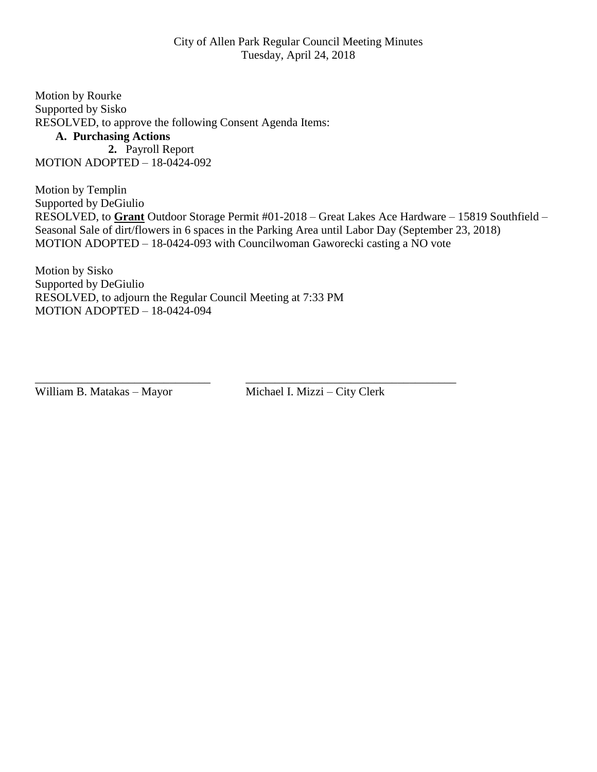City of Allen Park Regular Council Meeting Minutes
Tuesday, April 24, 2018

Motion by Rourke
Supported by Sisko
RESOLVED, to approve the following Consent Agenda Items:

**A. Purchasing Actions**

**2.** Payroll Report

MOTION ADOPTED – 18-0424-092

Motion by Templin
Supported by DeGiulio
RESOLVED, to **Grant** Outdoor Storage Permit #01-2018 – Great Lakes Ace Hardware – 15819 Southfield – Seasonal Sale of dirt/flowers in 6 spaces in the Parking Area until Labor Day (September 23, 2018)
MOTION ADOPTED – 18-0424-093 with Councilwoman Gaworecki casting a NO vote

Motion by Sisko
Supported by DeGiulio
RESOLVED, to adjourn the Regular Council Meeting at 7:33 PM
MOTION ADOPTED – 18-0424-094

______________________________ ____________________________________
William B. Matakas – Mayor Michael I. Mizzi – City Clerk